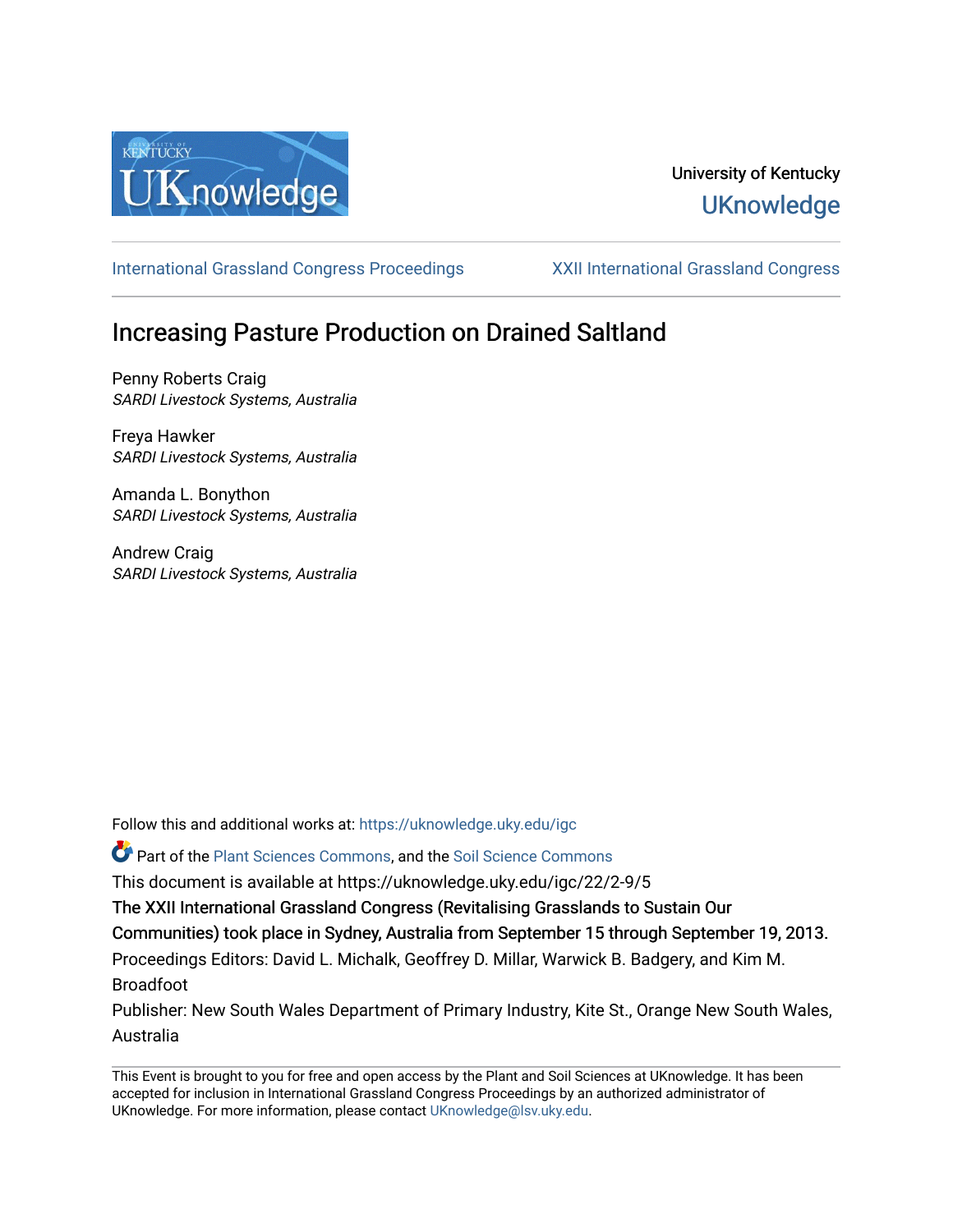University of Kentucky

UKnowledge

International Grassland Congress Proceedings

XXII International Grassland Congress

# Increasing Pasture Production on Drained Saltland

Penny Roberts Craig
*SARDI Livestock Systems, Australia*

Freya Hawker
*SARDI Livestock Systems, Australia*

Amanda L. Bonython
*SARDI Livestock Systems, Australia*

Andrew Craig
*SARDI Livestock Systems, Australia*

Follow this and additional works at: https://uknowledge.uky.edu/igc

Part of the Plant Sciences Commons, and the Soil Science Commons

This document is available at https://uknowledge.uky.edu/igc/22/2-9/5

The XXII International Grassland Congress (Revitalising Grasslands to Sustain Our Communities) took place in Sydney, Australia from September 15 through September 19, 2013.

Proceedings Editors: David L. Michalk, Geoffrey D. Millar, Warwick B. Badgery, and Kim M. Broadfoot

Publisher: New South Wales Department of Primary Industry, Kite St., Orange New South Wales, Australia

This Event is brought to you for free and open access by the Plant and Soil Sciences at UKnowledge. It has been accepted for inclusion in International Grassland Congress Proceedings by an authorized administrator of UKnowledge. For more information, please contact UKnowledge@lsv.uky.edu.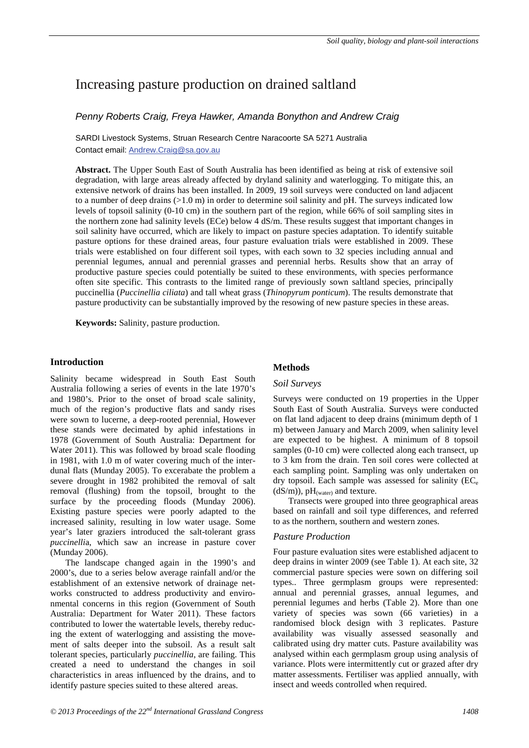# Increasing pasture production on drained saltland

*Penny Roberts Craig, Freya Hawker, Amanda Bonython and Andrew Craig*

SARDI Livestock Systems, Struan Research Centre Naracoorte SA 5271 Australia
Contact email: Andrew.Craig@sa.gov.au

**Abstract.** The Upper South East of South Australia has been identified as being at risk of extensive soil degradation, with large areas already affected by dryland salinity and waterlogging. To mitigate this, an extensive network of drains has been installed. In 2009, 19 soil surveys were conducted on land adjacent to a number of deep drains (>1.0 m) in order to determine soil salinity and pH. The surveys indicated low levels of topsoil salinity (0-10 cm) in the southern part of the region, while 66% of soil sampling sites in the northern zone had salinity levels (ECe) below 4 dS/m. These results suggest that important changes in soil salinity have occurred, which are likely to impact on pasture species adaptation. To identify suitable pasture options for these drained areas, four pasture evaluation trials were established in 2009. These trials were established on four different soil types, with each sown to 32 species including annual and perennial legumes, annual and perennial grasses and perennial herbs. Results show that an array of productive pasture species could potentially be suited to these environments, with species performance often site specific. This contrasts to the limited range of previously sown saltland species, principally puccinellia (*Puccinellia ciliata*) and tall wheat grass (*Thinopyrum ponticum*). The results demonstrate that pasture productivity can be substantially improved by the resowing of new pasture species in these areas.

**Keywords:** Salinity, pasture production.

## Introduction

Salinity became widespread in South East South Australia following a series of events in the late 1970's and 1980's. Prior to the onset of broad scale salinity, much of the region's productive flats and sandy rises were sown to lucerne, a deep-rooted perennial, However these stands were decimated by aphid infestations in 1978 (Government of South Australia: Department for Water 2011). This was followed by broad scale flooding in 1981, with 1.0 m of water covering much of the inter-dunal flats (Munday 2005). To excerabate the problem a severe drought in 1982 prohibited the removal of salt removal (flushing) from the topsoil, brought to the surface by the proceeding floods (Munday 2006). Existing pasture species were poorly adapted to the increased salinity, resulting in low water usage. Some year's later graziers introduced the salt-tolerant grass *puccinelli*a, which saw an increase in pasture cover (Munday 2006).

The landscape changed again in the 1990's and 2000's, due to a series below average rainfall and/or the establishment of an extensive network of drainage networks constructed to address productivity and environmental concerns in this region (Government of South Australia: Department for Water 2011). These factors contributed to lower the watertable levels, thereby reducing the extent of waterlogging and assisting the movement of salts deeper into the subsoil. As a result salt tolerant species, particularly *puccinellia*, are failing. This created a need to understand the changes in soil characteristics in areas influenced by the drains, and to identify pasture species suited to these altered areas.

## Methods

### *Soil Surveys*

Surveys were conducted on 19 properties in the Upper South East of South Australia. Surveys were conducted on flat land adjacent to deep drains (minimum depth of 1 m) between January and March 2009, when salinity level are expected to be highest. A minimum of 8 topsoil samples (0-10 cm) were collected along each transect, up to 3 km from the drain. Ten soil cores were collected at each sampling point. Sampling was only undertaken on dry topsoil. Each sample was assessed for salinity ($EC_e$ (dS/m)), $pH_{(water)}$ and texture.

Transects were grouped into three geographical areas based on rainfall and soil type differences, and referred to as the northern, southern and western zones.

### *Pasture Production*

Four pasture evaluation sites were established adjacent to deep drains in winter 2009 (see Table 1). At each site, 32 commercial pasture species were sown on differing soil types.. Three germplasm groups were represented: annual and perennial grasses, annual legumes, and perennial legumes and herbs (Table 2). More than one variety of species was sown (66 varieties) in a randomised block design with 3 replicates. Pasture availability was visually assessed seasonally and calibrated using dry matter cuts. Pasture availability was analysed within each germplasm group using analysis of variance. Plots were intermittently cut or grazed after dry matter assessments. Fertiliser was applied annually, with insect and weeds controlled when required.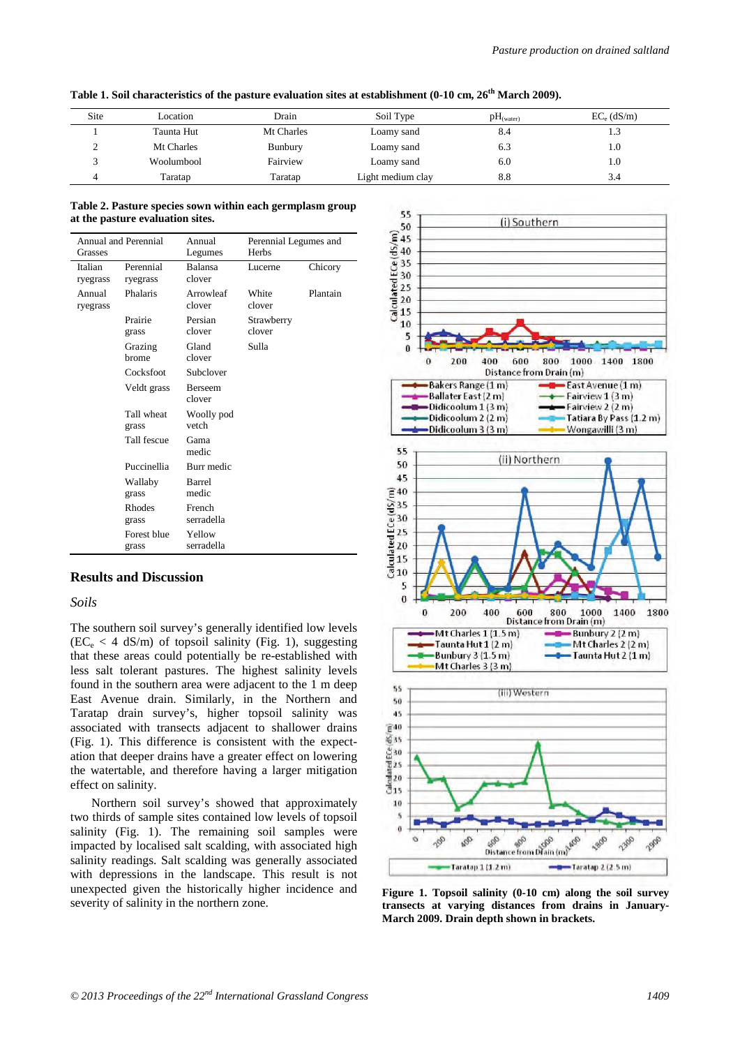**Table 1. Soil characteristics of the pasture evaluation sites at establishment (0-10 cm, 26th March 2009).**

| Site | Location | Drain | Soil Type | $pH_{(water)}$ | $EC_e$ (dS/m) |
|---|---|---|---|---|---|
| 1 | Taunta Hut | Mt Charles | Loamy sand | 8.4 | 1.3 |
| 2 | Mt Charles | Bunbury | Loamy sand | 6.3 | 1.0 |
| 3 | Woolumbool | Fairview | Loamy sand | 6.0 | 1.0 |
| 4 | Taratap | Taratap | Light medium clay | 8.8 | 3.4 |

**Table 2. Pasture species sown within each germplasm group at the pasture evaluation sites.**

| Annual and Perennial Grasses | | Annual Legumes | Perennial Legumes and Herbs | |
|---|---|---|---|---|
| Italian ryegrass | Perennial ryegrass | Balansa clover | Lucerne | Chicory |
| Annual ryegrass | Phalaris | Arrowleaf clover | White clover | Plantain |
| | Prairie grass | Persian clover | Strawberry clover | |
| | Grazing brome | Gland clover | Sulla | |
| | Cocksfoot | Subclover | | |
| | Veldt grass | Berseem clover | | |
| | Tall wheat grass | Woolly pod vetch | | |
| | Tall fescue | Gama medic | | |
| | Puccinellia | Burr medic | | |
| | Wallaby grass | Barrel medic | | |
| | Rhodes grass | French serradella | | |
| | Forest blue grass | Yellow serradella | | |

## Results and Discussion

*Soils*

The southern soil survey's generally identified low levels ($EC_e$ < 4 dS/m) of topsoil salinity (Fig. 1), suggesting that these areas could potentially be re-established with less salt tolerant pastures. The highest salinity levels found in the southern area were adjacent to the 1 m deep East Avenue drain. Similarly, in the Northern and Taratap drain survey's, higher topsoil salinity was associated with transects adjacent to shallower drains (Fig. 1). This difference is consistent with the expectation that deeper drains have a greater effect on lowering the watertable, and therefore having a larger mitigation effect on salinity.

Northern soil survey's showed that approximately two thirds of sample sites contained low levels of topsoil salinity (Fig. 1). The remaining soil samples were impacted by localised salt scalding, with associated high salinity readings. Salt scalding was generally associated with depressions in the landscape. This result is not unexpected given the historically higher incidence and severity of salinity in the northern zone.

**Figure 1. Topsoil salinity (0-10 cm) along the soil survey transects at varying distances from drains in January-March 2009. Drain depth shown in brackets.**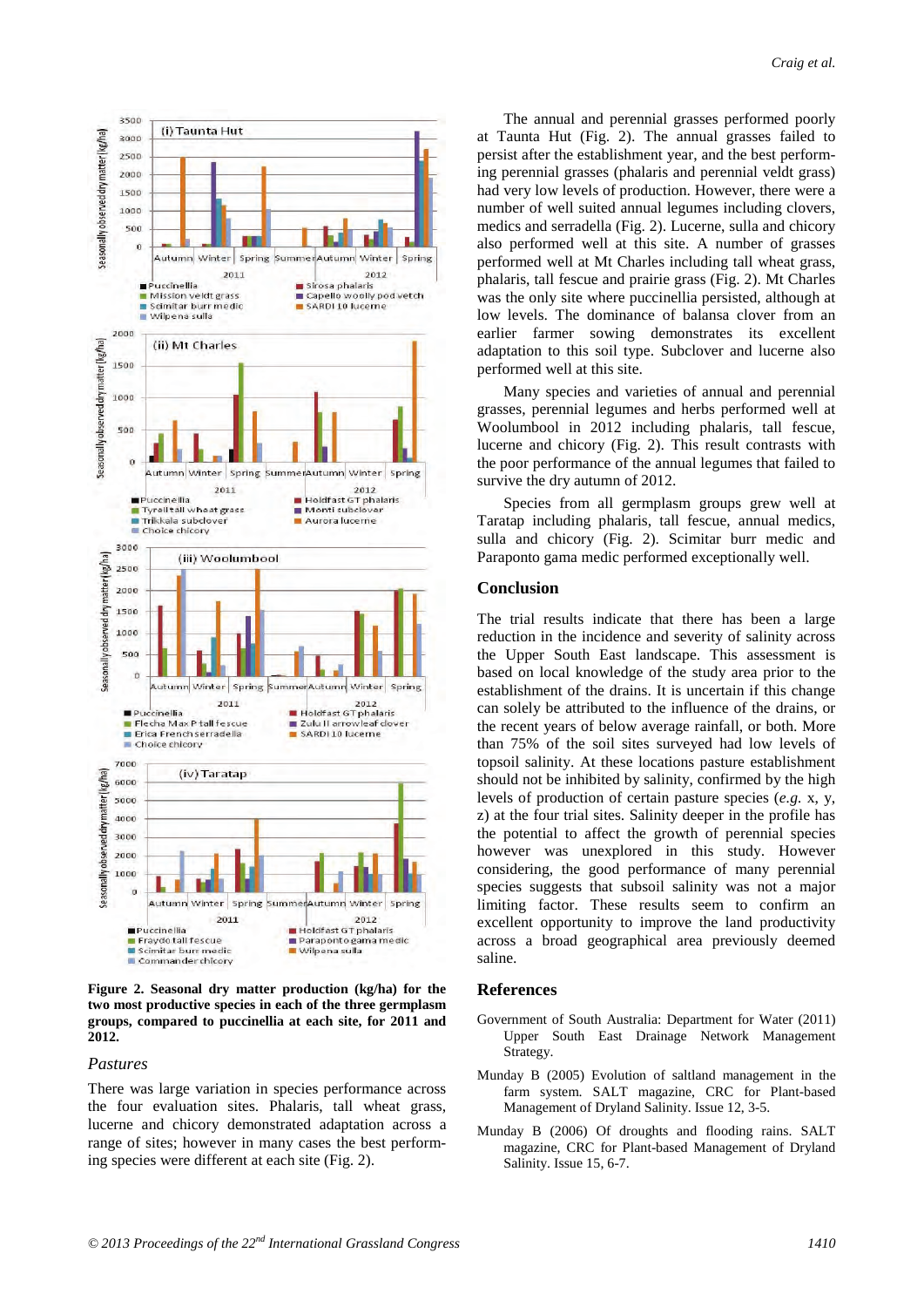(i) Taunta Hut

Seasonally observed dry matter (kg/ha)

3500
3000
2500
2000
1500
1000
500
0

Autumn Winter Spring Summer Autumn Winter Spring

2011 2012

Puccinellia
Mission veldt grass
Scimitar burr medic
Wilpena sulla
Sirosa phalaris
Capello woolly pod vetch
SARDI 10 lucerne

(ii) Mt Charles

Seasonally observed dry matter (kg/ha)

2000
1500
1000
500
0

Autumn Winter Spring Summer Autumn Winter Spring

2011 2012

Puccinellia
Tyrell tall wheat grass
Trikkala subclover
Choice chicory
Holdfast GT phalaris
Monti subclover
Aurora lucerne

(iii) Woolumbool

Seasonally observed dry matter (kg/ha)

3000
2500
2000
1500
1000
500
0

Autumn Winter Spring Summer Autumn Winter Spring

2011 2012

Puccinellia
Flecha Max P tall fescue
Erica French serradella
Choice chicory
Holdfast GT phalaris
Zulu II arrowleaf clover
SARDI 10 lucerne

(iv) Taratap

Seasonally observed dry matter (kg/ha)

7000
6000
5000
4000
3000
2000
1000
0

Autumn Winter Spring Summer Autumn Winter Spring

2011 2012

Puccinellia
Fraydo tall fescue
Scimitar burr medic
Commander chicory
Holdfast GT phalaris
Paraponto gama medic
Wilpena sulla

**Figure 2. Seasonal dry matter production (kg/ha) for the two most productive species in each of the three germplasm groups, compared to puccinellia at each site, for 2011 and 2012.**

### *Pastures*

There was large variation in species performance across the four evaluation sites. Phalaris, tall wheat grass, lucerne and chicory demonstrated adaptation across a range of sites; however in many cases the best performing species were different at each site (Fig. 2).

The annual and perennial grasses performed poorly at Taunta Hut (Fig. 2). The annual grasses failed to persist after the establishment year, and the best performing perennial grasses (phalaris and perennial veldt grass) had very low levels of production. However, there were a number of well suited annual legumes including clovers, medics and serradella (Fig. 2). Lucerne, sulla and chicory also performed well at this site. A number of grasses performed well at Mt Charles including tall wheat grass, phalaris, tall fescue and prairie grass (Fig. 2). Mt Charles was the only site where puccinellia persisted, although at low levels. The dominance of balansa clover from an earlier farmer sowing demonstrates its excellent adaptation to this soil type. Subclover and lucerne also performed well at this site.

Many species and varieties of annual and perennial grasses, perennial legumes and herbs performed well at Woolumbool in 2012 including phalaris, tall fescue, lucerne and chicory (Fig. 2). This result contrasts with the poor performance of the annual legumes that failed to survive the dry autumn of 2012.

Species from all germplasm groups grew well at Taratap including phalaris, tall fescue, annual medics, sulla and chicory (Fig. 2). Scimitar burr medic and Paraponto gama medic performed exceptionally well.

## Conclusion

The trial results indicate that there has been a large reduction in the incidence and severity of salinity across the Upper South East landscape. This assessment is based on local knowledge of the study area prior to the establishment of the drains. It is uncertain if this change can solely be attributed to the influence of the drains, or the recent years of below average rainfall, or both. More than 75% of the soil sites surveyed had low levels of topsoil salinity. At these locations pasture establishment should not be inhibited by salinity, confirmed by the high levels of production of certain pasture species (*e.g.* x, y, z) at the four trial sites. Salinity deeper in the profile has the potential to affect the growth of perennial species however was unexplored in this study. However considering, the good performance of many perennial species suggests that subsoil salinity was not a major limiting factor. These results seem to confirm an excellent opportunity to improve the land productivity across a broad geographical area previously deemed saline.

## References

Government of South Australia: Department for Water (2011) Upper South East Drainage Network Management Strategy.

Munday B (2005) Evolution of saltland management in the farm system. SALT magazine, CRC for Plant-based Management of Dryland Salinity. Issue 12, 3-5.

Munday B (2006) Of droughts and flooding rains. SALT magazine, CRC for Plant-based Management of Dryland Salinity. Issue 15, 6-7.